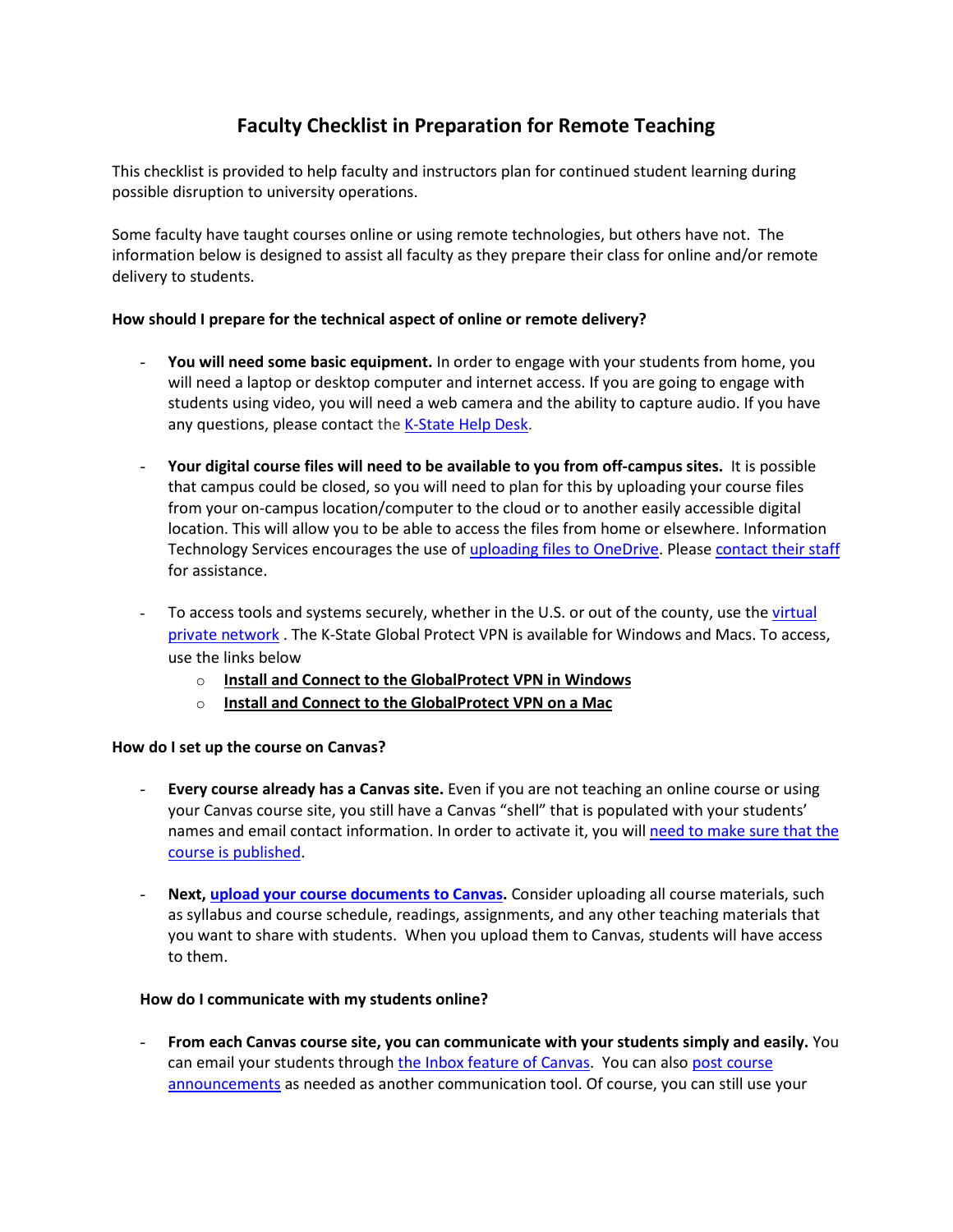# Faculty Checklist in Preparation for Remote Teaching

This checklist is provided to help faculty and instructors plan for continued student learning during possible disruption to university operations.

Some faculty have taught courses online or using remote technologies, but others have not. The information below is designed to assist all faculty as they prepare their class for online and/or remote delivery to students.

**How should I prepare for the technical aspect of online or remote delivery?**

- **You will need some basic equipment.** In order to engage with your students from home, you will need a laptop or desktop computer and internet access. If you are going to engage with students using video, you will need a web camera and the ability to capture audio. If you have any questions, please contact the K-State Help Desk.

- **Your digital course files will need to be available to you from off-campus sites.** It is possible that campus could be closed, so you will need to plan for this by uploading your course files from your on-campus location/computer to the cloud or to another easily accessible digital location. This will allow you to be able to access the files from home or elsewhere. Information Technology Services encourages the use of uploading files to OneDrive. Please contact their staff for assistance.

- To access tools and systems securely, whether in the U.S. or out of the county, use the virtual private network . The K-State Global Protect VPN is available for Windows and Macs. To access, use the links below
  - **Install and Connect to the GlobalProtect VPN in Windows**
  - **Install and Connect to the GlobalProtect VPN on a Mac**

**How do I set up the course on Canvas?**

- **Every course already has a Canvas site.** Even if you are not teaching an online course or using your Canvas course site, you still have a Canvas "shell" that is populated with your students' names and email contact information. In order to activate it, you will need to make sure that the course is published.

- **Next, upload your course documents to Canvas.** Consider uploading all course materials, such as syllabus and course schedule, readings, assignments, and any other teaching materials that you want to share with students. When you upload them to Canvas, students will have access to them.

**How do I communicate with my students online?**

- **From each Canvas course site, you can communicate with your students simply and easily.** You can email your students through the Inbox feature of Canvas. You can also post course announcements as needed as another communication tool. Of course, you can still use your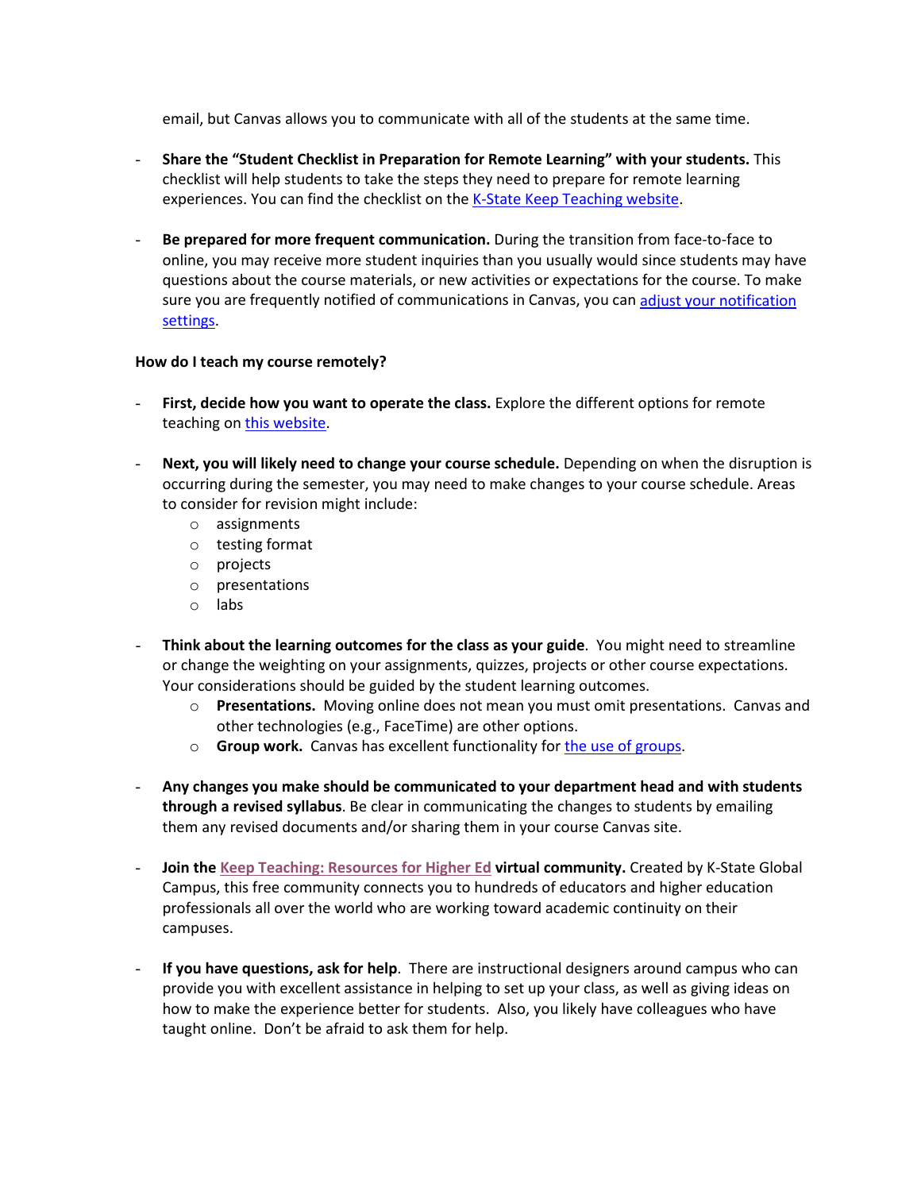email, but Canvas allows you to communicate with all of the students at the same time.

- **Share the "Student Checklist in Preparation for Remote Learning" with your students.** This checklist will help students to take the steps they need to prepare for remote learning experiences. You can find the checklist on the K-State Keep Teaching website.

- **Be prepared for more frequent communication.** During the transition from face-to-face to online, you may receive more student inquiries than you usually would since students may have questions about the course materials, or new activities or expectations for the course. To make sure you are frequently notified of communications in Canvas, you can adjust your notification settings.

**How do I teach my course remotely?**

- **First, decide how you want to operate the class.** Explore the different options for remote teaching on this website.

- **Next, you will likely need to change your course schedule.** Depending on when the disruption is occurring during the semester, you may need to make changes to your course schedule. Areas to consider for revision might include:
    - assignments
    - testing format
    - projects
    - presentations
    - labs

- **Think about the learning outcomes for the class as your guide**. You might need to streamline or change the weighting on your assignments, quizzes, projects or other course expectations. Your considerations should be guided by the student learning outcomes.
    - **Presentations.** Moving online does not mean you must omit presentations. Canvas and other technologies (e.g., FaceTime) are other options.
    - **Group work.** Canvas has excellent functionality for the use of groups.

- **Any changes you make should be communicated to your department head and with students through a revised syllabus**. Be clear in communicating the changes to students by emailing them any revised documents and/or sharing them in your course Canvas site.

- **Join the Keep Teaching: Resources for Higher Ed virtual community.** Created by K-State Global Campus, this free community connects you to hundreds of educators and higher education professionals all over the world who are working toward academic continuity on their campuses.

- **If you have questions, ask for help**. There are instructional designers around campus who can provide you with excellent assistance in helping to set up your class, as well as giving ideas on how to make the experience better for students. Also, you likely have colleagues who have taught online. Don't be afraid to ask them for help.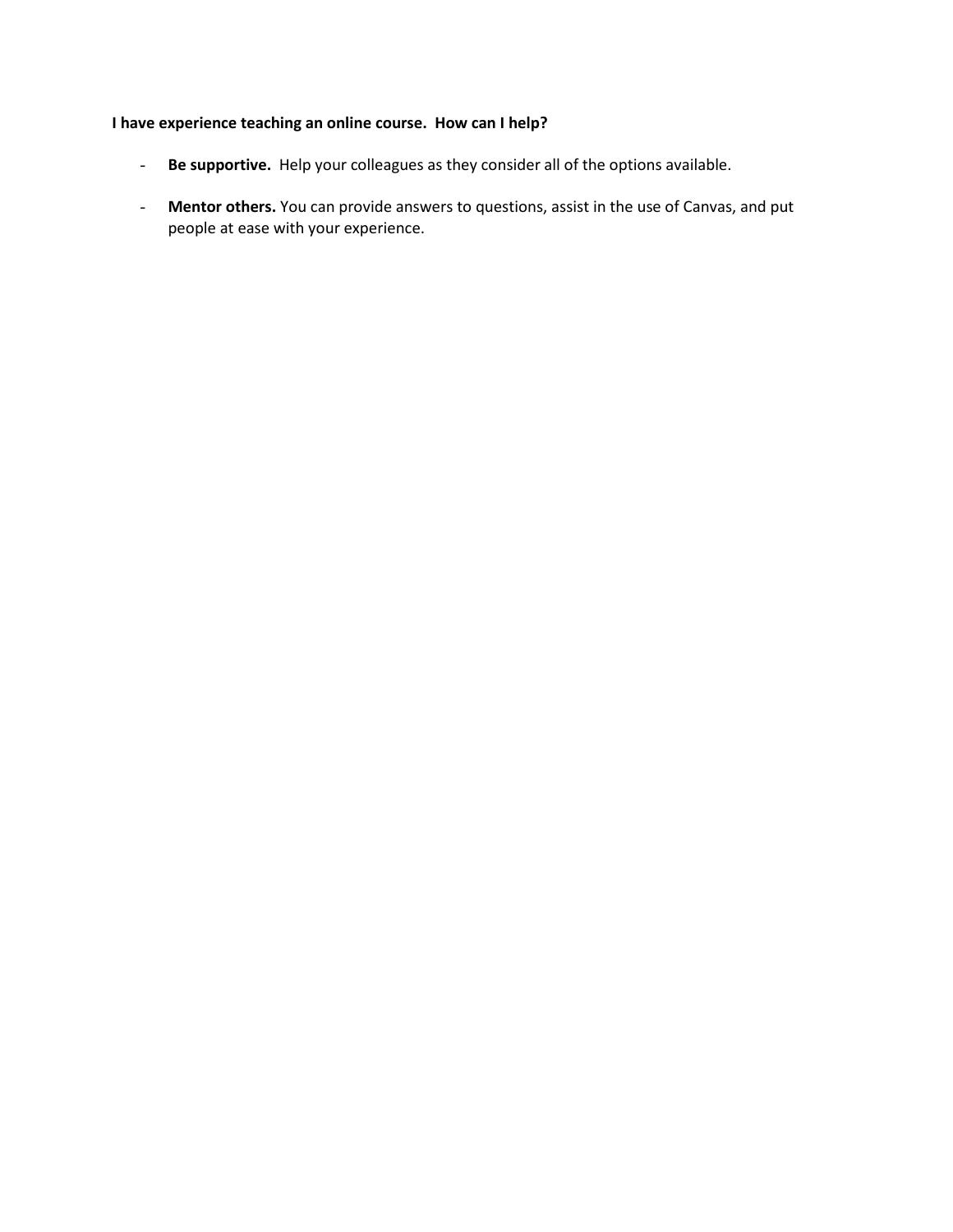**I have experience teaching an online course.  How can I help?**

- **Be supportive.** Help your colleagues as they consider all of the options available.

- **Mentor others.** You can provide answers to questions, assist in the use of Canvas, and put people at ease with your experience.